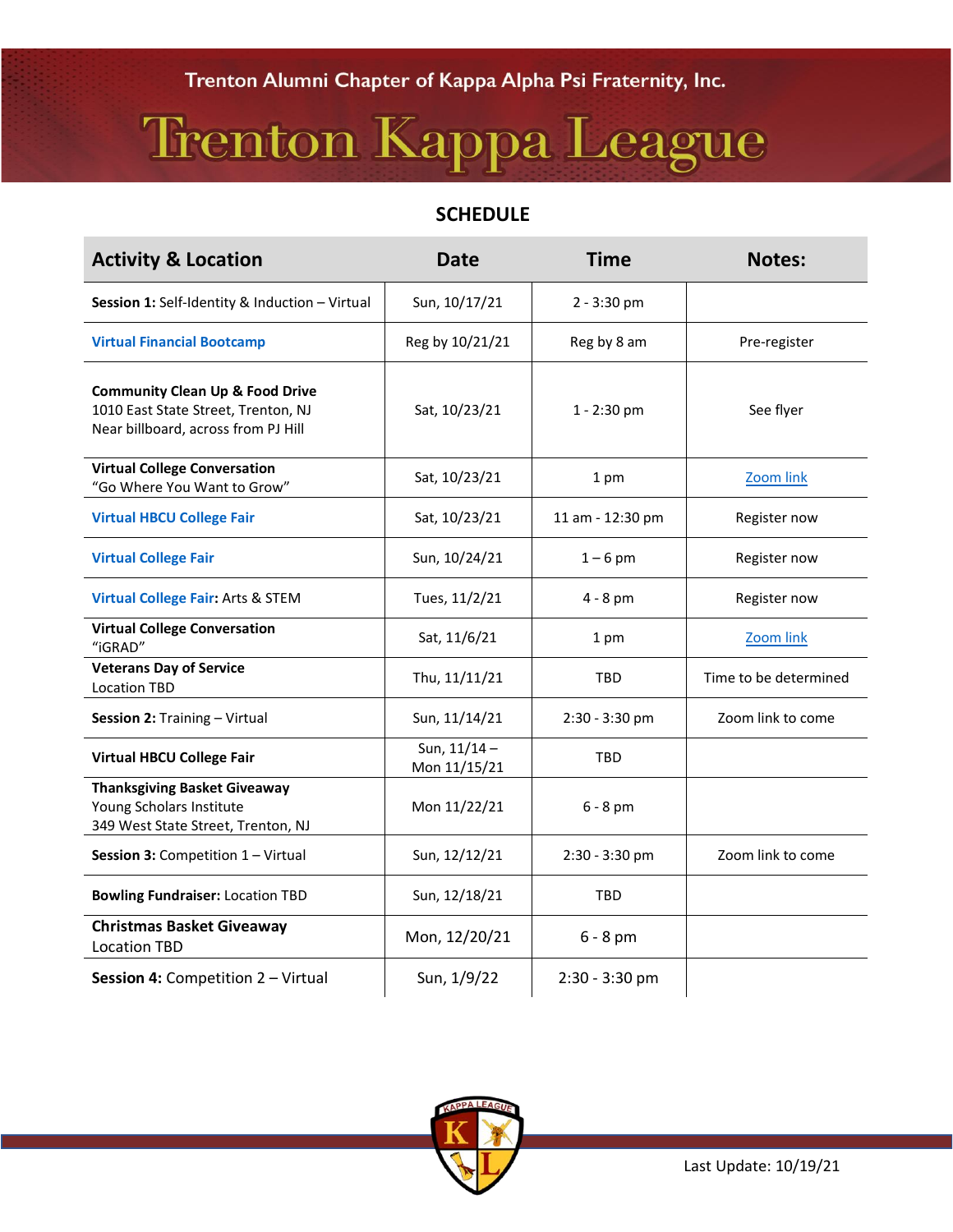Trenton Alumni Chapter of Kappa Alpha Psi Fraternity, Inc.

# Trenton Kappa League

## SCHEDULE

| Activity & Location | Date | Time | Notes: |
|---|---|---|---|
| **Session 1:** Self-Identity & Induction – Virtual | Sun, 10/17/21 | 2 - 3:30 pm | |
| **Virtual Financial Bootcamp** | Reg by 10/21/21 | Reg by 8 am | Pre-register |
| **Community Clean Up & Food Drive** 1010 East State Street, Trenton, NJ Near billboard, across from PJ Hill | Sat, 10/23/21 | 1 - 2:30 pm | See flyer |
| **Virtual College Conversation** "Go Where You Want to Grow" | Sat, 10/23/21 | 1 pm | Zoom link |
| **Virtual HBCU College Fair** | Sat, 10/23/21 | 11 am - 12:30 pm | Register now |
| **Virtual College Fair** | Sun, 10/24/21 | 1 – 6 pm | Register now |
| **Virtual College Fair:** Arts & STEM | Tues, 11/2/21 | 4 - 8 pm | Register now |
| **Virtual College Conversation** "iGRAD" | Sat, 11/6/21 | 1 pm | Zoom link |
| **Veterans Day of Service** Location TBD | Thu, 11/11/21 | TBD | Time to be determined |
| **Session 2:** Training – Virtual | Sun, 11/14/21 | 2:30 - 3:30 pm | Zoom link to come |
| **Virtual HBCU College Fair** | Sun, 11/14 – Mon 11/15/21 | TBD | |
| **Thanksgiving Basket Giveaway** Young Scholars Institute 349 West State Street, Trenton, NJ | Mon 11/22/21 | 6 - 8 pm | |
| **Session 3:** Competition 1 – Virtual | Sun, 12/12/21 | 2:30 - 3:30 pm | Zoom link to come |
| **Bowling Fundraiser:** Location TBD | Sun, 12/18/21 | TBD | |
| **Christmas Basket Giveaway** Location TBD | Mon, 12/20/21 | 6 - 8 pm | |
| **Session 4:** Competition 2 – Virtual | Sun, 1/9/22 | 2:30 - 3:30 pm | |

Last Update: 10/19/21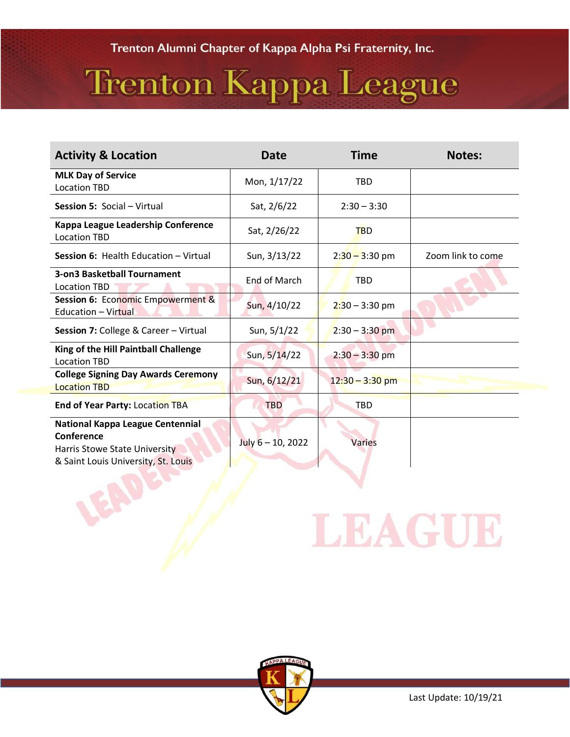Trenton Alumni Chapter of Kappa Alpha Psi Fraternity, Inc.

# Trenton Kappa League

| Activity & Location | Date | Time | Notes: |
|---|---|---|---|
| **MLK Day of Service** Location TBD | Mon, 1/17/22 | TBD | |
| **Session 5:** Social – Virtual | Sat, 2/6/22 | 2:30 – 3:30 | |
| **Kappa League Leadership Conference** Location TBD | Sat, 2/26/22 | TBD | |
| **Session 6:** Health Education – Virtual | Sun, 3/13/22 | 2:30 – 3:30 pm | Zoom link to come |
| **3-on3 Basketball Tournament** Location TBD | End of March | TBD | |
| **Session 6:** Economic Empowerment & Education – Virtual | Sun, 4/10/22 | 2:30 – 3:30 pm | |
| **Session 7:** College & Career – Virtual | Sun, 5/1/22 | 2:30 – 3:30 pm | |
| **King of the Hill Paintball Challenge** Location TBD | Sun, 5/14/22 | 2:30 – 3:30 pm | |
| **College Signing Day Awards Ceremony** Location TBD | Sun, 6/12/21 | 12:30 – 3:30 pm | |
| **End of Year Party:** Location TBA | TBD | TBD | |
| **National Kappa League Centennial Conference** Harris Stowe State University & Saint Louis University, St. Louis | July 6 – 10, 2022 | Varies | |

Last Update: 10/19/21